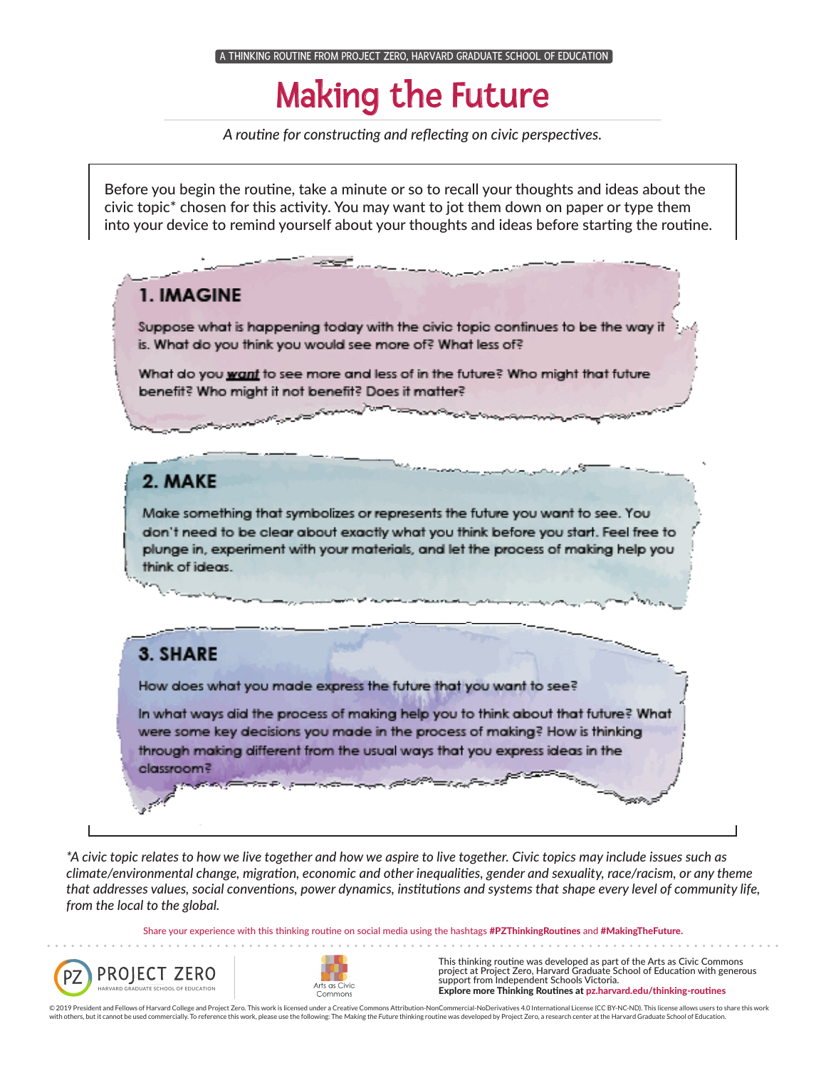A THINKING ROUTINE FROM PROJECT ZERO, HARVARD GRADUATE SCHOOL OF EDUCATION

# Making the Future

*A routine for constructing and reflecting on civic perspectives.*

Before you begin the routine, take a minute or so to recall your thoughts and ideas about the civic topic* chosen for this activity. You may want to jot them down on paper or type them into your device to remind yourself about your thoughts and ideas before starting the routine.

## 1. IMAGINE

Suppose what is happening today with the civic topic continues to be the way it is. What do you think you would see more of? What less of?

What do you **want** to see more and less of in the future? Who might that future benefit? Who might it not benefit? Does it matter?

## 2. MAKE

Make something that symbolizes or represents the future you want to see. You don't need to be clear about exactly what you think before you start. Feel free to plunge in, experiment with your materials, and let the process of making help you think of ideas.

## 3. SHARE

How does what you made express the future that you want to see?

In what ways did the process of making help you to think about that future? What were some key decisions you made in the process of making? How is thinking through making different from the usual ways that you express ideas in the classroom?

*\*A civic topic relates to how we live together and how we aspire to live together. Civic topics may include issues such as climate/environmental change, migration, economic and other inequalities, gender and sexuality, race/racism, or any theme that addresses values, social conventions, power dynamics, institutions and systems that shape every level of community life, from the local to the global.*

Share your experience with this thinking routine on social media using the hashtags **#PZThinkingRoutines** and **#MakingTheFuture.**

PROJECT ZERO — HARVARD GRADUATE SCHOOL OF EDUCATION

Arts as Civic Commons

This thinking routine was developed as part of the Arts as Civic Commons project at Project Zero, Harvard Graduate School of Education with generous support from Independent Schools Victoria.
**Explore more Thinking Routines at pz.harvard.edu/thinking-routines**

© 2019 President and Fellows of Harvard College and Project Zero. This work is licensed under a Creative Commons Attribution-NonCommercial-NoDerivatives 4.0 International License (CC BY-NC-ND). This license allows users to share this work with others, but it cannot be used commercially. To reference this work, please use the following: The *Making the Future* thinking routine was developed by Project Zero, a research center at the Harvard Graduate School of Education.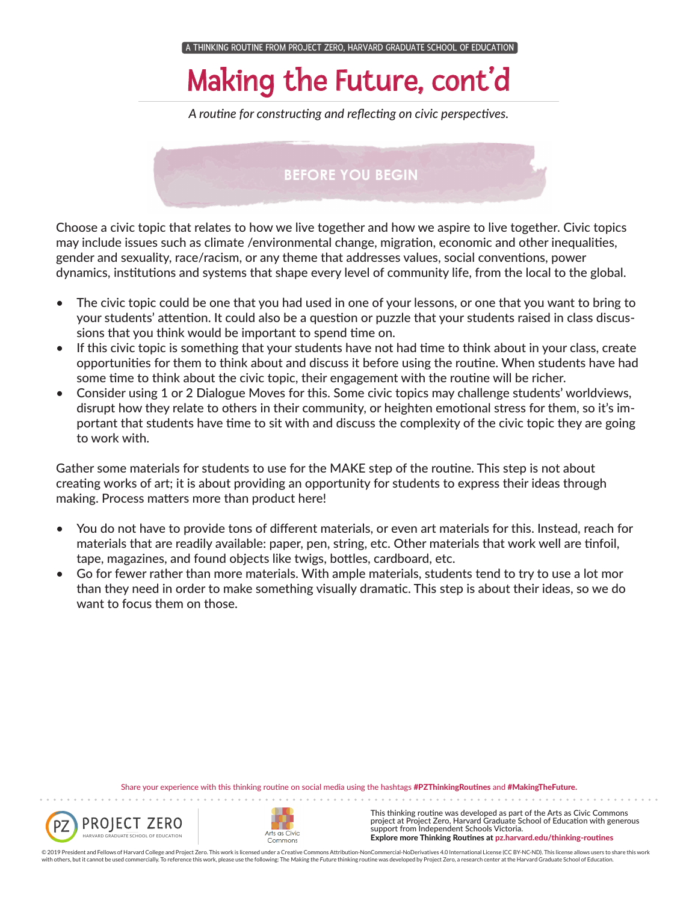A THINKING ROUTINE FROM PROJECT ZERO, HARVARD GRADUATE SCHOOL OF EDUCATION

# Making the Future, cont'd

*A routine for constructing and reflecting on civic perspectives.*

## BEFORE YOU BEGIN

Choose a civic topic that relates to how we live together and how we aspire to live together. Civic topics may include issues such as climate /environmental change, migration, economic and other inequalities, gender and sexuality, race/racism, or any theme that addresses values, social conventions, power dynamics, institutions and systems that shape every level of community life, from the local to the global.

- The civic topic could be one that you had used in one of your lessons, or one that you want to bring to your students' attention. It could also be a question or puzzle that your students raised in class discussions that you think would be important to spend time on.
- If this civic topic is something that your students have not had time to think about in your class, create opportunities for them to think about and discuss it before using the routine. When students have had some time to think about the civic topic, their engagement with the routine will be richer.
- Consider using 1 or 2 Dialogue Moves for this. Some civic topics may challenge students' worldviews, disrupt how they relate to others in their community, or heighten emotional stress for them, so it's important that students have time to sit with and discuss the complexity of the civic topic they are going to work with.

Gather some materials for students to use for the MAKE step of the routine. This step is not about creating works of art; it is about providing an opportunity for students to express their ideas through making. Process matters more than product here!

- You do not have to provide tons of different materials, or even art materials for this. Instead, reach for materials that are readily available: paper, pen, string, etc. Other materials that work well are tinfoil, tape, magazines, and found objects like twigs, bottles, cardboard, etc.
- Go for fewer rather than more materials. With ample materials, students tend to try to use a lot mor than they need in order to make something visually dramatic. This step is about their ideas, so we do want to focus them on those.

Share your experience with this thinking routine on social media using the hashtags **#PZThinkingRoutines** and **#MakingTheFuture.**

This thinking routine was developed as part of the Arts as Civic Commons project at Project Zero, Harvard Graduate School of Education with generous support from Independent Schools Victoria.
**Explore more Thinking Routines at pz.harvard.edu/thinking-routines**

© 2019 President and Fellows of Harvard College and Project Zero. This work is licensed under a Creative Commons Attribution-NonCommercial-NoDerivatives 4.0 International License (CC BY-NC-ND). This license allows users to share this work with others, but it cannot be used commercially. To reference this work, please use the following: The *Making the Future* thinking routine was developed by Project Zero, a research center at the Harvard Graduate School of Education.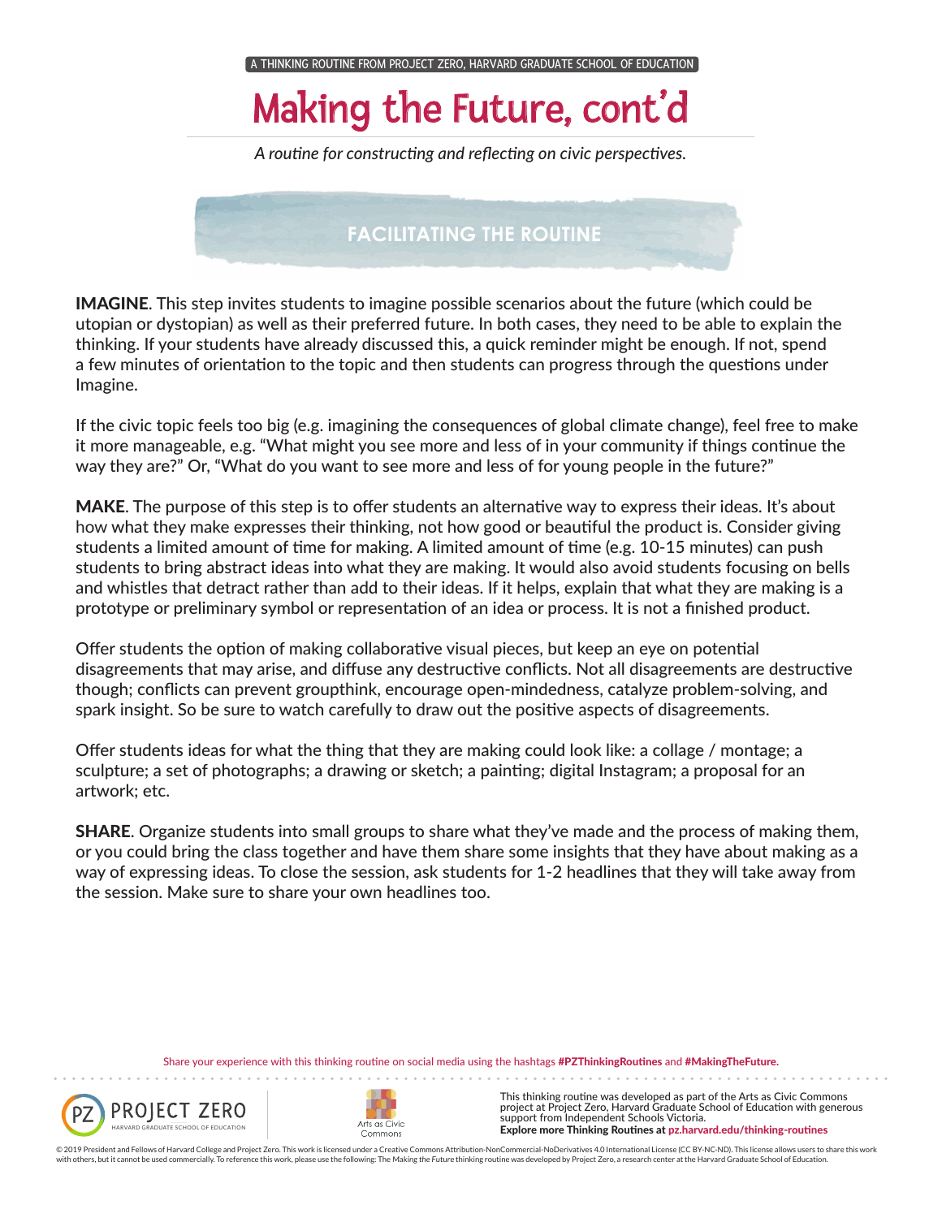A THINKING ROUTINE FROM PROJECT ZERO, HARVARD GRADUATE SCHOOL OF EDUCATION

# Making the Future, cont'd

*A routine for constructing and reflecting on civic perspectives.*

## FACILITATING THE ROUTINE

**IMAGINE**. This step invites students to imagine possible scenarios about the future (which could be utopian or dystopian) as well as their preferred future. In both cases, they need to be able to explain the thinking. If your students have already discussed this, a quick reminder might be enough. If not, spend a few minutes of orientation to the topic and then students can progress through the questions under Imagine.

If the civic topic feels too big (e.g. imagining the consequences of global climate change), feel free to make it more manageable, e.g. "What might you see more and less of in your community if things continue the way they are?" Or, "What do you want to see more and less of for young people in the future?"

**MAKE**. The purpose of this step is to offer students an alternative way to express their ideas. It's about how what they make expresses their thinking, not how good or beautiful the product is. Consider giving students a limited amount of time for making. A limited amount of time (e.g. 10-15 minutes) can push students to bring abstract ideas into what they are making. It would also avoid students focusing on bells and whistles that detract rather than add to their ideas. If it helps, explain that what they are making is a prototype or preliminary symbol or representation of an idea or process. It is not a finished product.

Offer students the option of making collaborative visual pieces, but keep an eye on potential disagreements that may arise, and diffuse any destructive conflicts. Not all disagreements are destructive though; conflicts can prevent groupthink, encourage open-mindedness, catalyze problem-solving, and spark insight. So be sure to watch carefully to draw out the positive aspects of disagreements.

Offer students ideas for what the thing that they are making could look like: a collage / montage; a sculpture; a set of photographs; a drawing or sketch; a painting; digital Instagram; a proposal for an artwork; etc.

**SHARE**. Organize students into small groups to share what they've made and the process of making them, or you could bring the class together and have them share some insights that they have about making as a way of expressing ideas. To close the session, ask students for 1-2 headlines that they will take away from the session. Make sure to share your own headlines too.

Share your experience with this thinking routine on social media using the hashtags **#PZThinkingRoutines** and **#MakingTheFuture.**

PROJECT ZERO
HARVARD GRADUATE SCHOOL OF EDUCATION

Arts as Civic Commons

This thinking routine was developed as part of the Arts as Civic Commons project at Project Zero, Harvard Graduate School of Education with generous support from Independent Schools Victoria.
**Explore more Thinking Routines at pz.harvard.edu/thinking-routines**

© 2019 President and Fellows of Harvard College and Project Zero. This work is licensed under a Creative Commons Attribution-NonCommercial-NoDerivatives 4.0 International License (CC BY-NC-ND). This license allows users to share this work with others, but it cannot be used commercially. To reference this work, please use the following: The *Making the Future* thinking routine was developed by Project Zero, a research center at the Harvard Graduate School of Education.